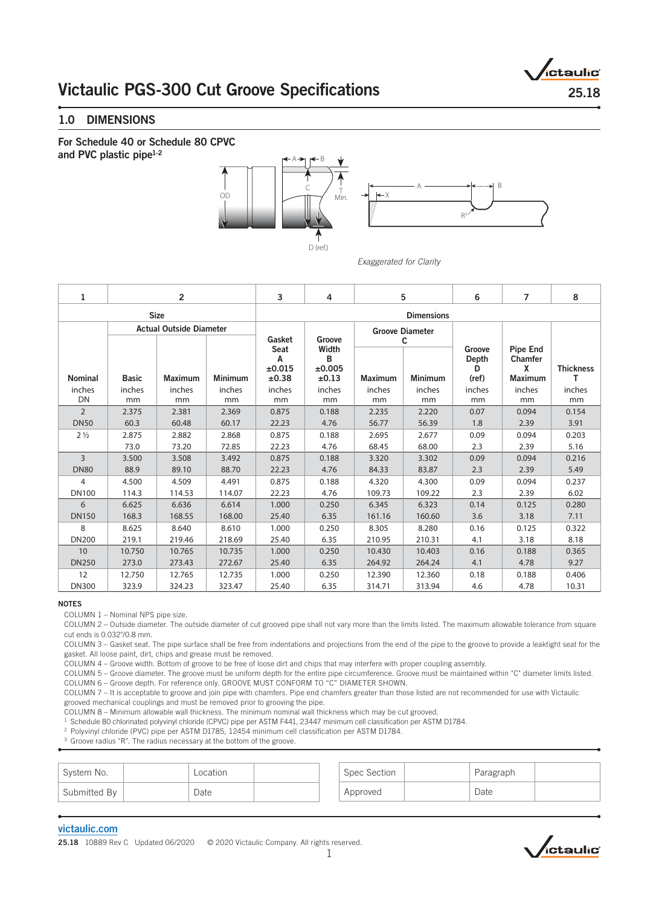# Victaulic PGS-300 Cut Groove Specifications

## 1.0 DIMENSIONS

**For Schedule 40 or Schedule 80 CPVC and PVC plastic pipe[1-2]**

*Exaggerated for Clarity*

| 1 | 2 | | | 3 | 4 | 5 | | 6 | 7 | 8 |
|---|---|---|---|---|---|---|---|---|---|---|
| **Size** | | | | **Dimensions** | | | | | | |
| | **Actual Outside Diameter** | | | **Gasket Seat A ±0.015 ±0.38** | **Groove Width B ±0.005 ±0.13** | **Groove Diameter C** | | **Groove Depth D (ref)** | **Pipe End Chamfer X Maximum** | **Thickness T** |
| **Nominal** inches DN | **Basic** inches mm | **Maximum** inches mm | **Minimum** inches mm | inches mm | inches mm | **Maximum** inches mm | **Minimum** inches mm | inches mm | inches mm | inches mm |
| 2 | 2.375 | 2.381 | 2.369 | 0.875 | 0.188 | 2.235 | 2.220 | 0.07 | 0.094 | 0.154 |
| DN50 | 60.3 | 60.48 | 60.17 | 22.23 | 4.76 | 56.77 | 56.39 | 1.8 | 2.39 | 3.91 |
| 2 ½ | 2.875 | 2.882 | 2.868 | 0.875 | 0.188 | 2.695 | 2.677 | 0.09 | 0.094 | 0.203 |
| | 73.0 | 73.20 | 72.85 | 22.23 | 4.76 | 68.45 | 68.00 | 2.3 | 2.39 | 5.16 |
| 3 | 3.500 | 3.508 | 3.492 | 0.875 | 0.188 | 3.320 | 3.302 | 0.09 | 0.094 | 0.216 |
| DN80 | 88.9 | 89.10 | 88.70 | 22.23 | 4.76 | 84.33 | 83.87 | 2.3 | 2.39 | 5.49 |
| 4 | 4.500 | 4.509 | 4.491 | 0.875 | 0.188 | 4.320 | 4.300 | 0.09 | 0.094 | 0.237 |
| DN100 | 114.3 | 114.53 | 114.07 | 22.23 | 4.76 | 109.73 | 109.22 | 2.3 | 2.39 | 6.02 |
| 6 | 6.625 | 6.636 | 6.614 | 1.000 | 0.250 | 6.345 | 6.323 | 0.14 | 0.125 | 0.280 |
| DN150 | 168.3 | 168.55 | 168.00 | 25.40 | 6.35 | 161.16 | 160.60 | 3.6 | 3.18 | 7.11 |
| 8 | 8.625 | 8.640 | 8.610 | 1.000 | 0.250 | 8.305 | 8.280 | 0.16 | 0.125 | 0.322 |
| DN200 | 219.1 | 219.46 | 218.69 | 25.40 | 6.35 | 210.95 | 210.31 | 4.1 | 3.18 | 8.18 |
| 10 | 10.750 | 10.765 | 10.735 | 1.000 | 0.250 | 10.430 | 10.403 | 0.16 | 0.188 | 0.365 |
| DN250 | 273.0 | 273.43 | 272.67 | 25.40 | 6.35 | 264.92 | 264.24 | 4.1 | 4.78 | 9.27 |
| 12 | 12.750 | 12.765 | 12.735 | 1.000 | 0.250 | 12.390 | 12.360 | 0.18 | 0.188 | 0.406 |
| DN300 | 323.9 | 324.23 | 323.47 | 25.40 | 6.35 | 314.71 | 313.94 | 4.6 | 4.78 | 10.31 |

**NOTES**

COLUMN 1 – Nominal NPS pipe size.

COLUMN 2 – Outside diameter. The outside diameter of cut grooved pipe shall not vary more than the limits listed. The maximum allowable tolerance from square cut ends is 0.032"/0.8 mm.

COLUMN 3 – Gasket seat. The pipe surface shall be free from indentations and projections from the end of the pipe to the groove to provide a leaktight seat for the gasket. All loose paint, dirt, chips and grease must be removed.

COLUMN 4 – Groove width. Bottom of groove to be free of loose dirt and chips that may interfere with proper coupling assembly.

COLUMN 5 – Groove diameter. The groove must be uniform depth for the entire pipe circumference. Groove must be maintained within "C" diameter limits listed.

COLUMN 6 – Groove depth. For reference only. GROOVE MUST CONFORM TO "C" DIAMETER SHOWN.

COLUMN 7 – It is acceptable to groove and join pipe with chamfers. Pipe end chamfers greater than those listed are not recommended for use with Victaulic grooved mechanical couplings and must be removed prior to grooving the pipe.

COLUMN 8 – Minimum allowable wall thickness. The minimum nominal wall thickness which may be cut grooved.

[1] Schedule 80 chlorinated polyvinyl chloride (CPVC) pipe per ASTM F441, 23447 minimum cell classification per ASTM D1784.

[2] Polyvinyl chloride (PVC) pipe per ASTM D1785, 12454 minimum cell classification per ASTM D1784.

[3] Groove radius "R". The radius necessary at the bottom of the groove.

| System No. | | Location | |
|---|---|---|---|
| Submitted By | | Date | |

| Spec Section | | Paragraph | |
|---|---|---|---|
| Approved | | Date | |

victaulic.com

25.18 10889 Rev C Updated 06/2020 © 2020 Victaulic Company. All rights reserved.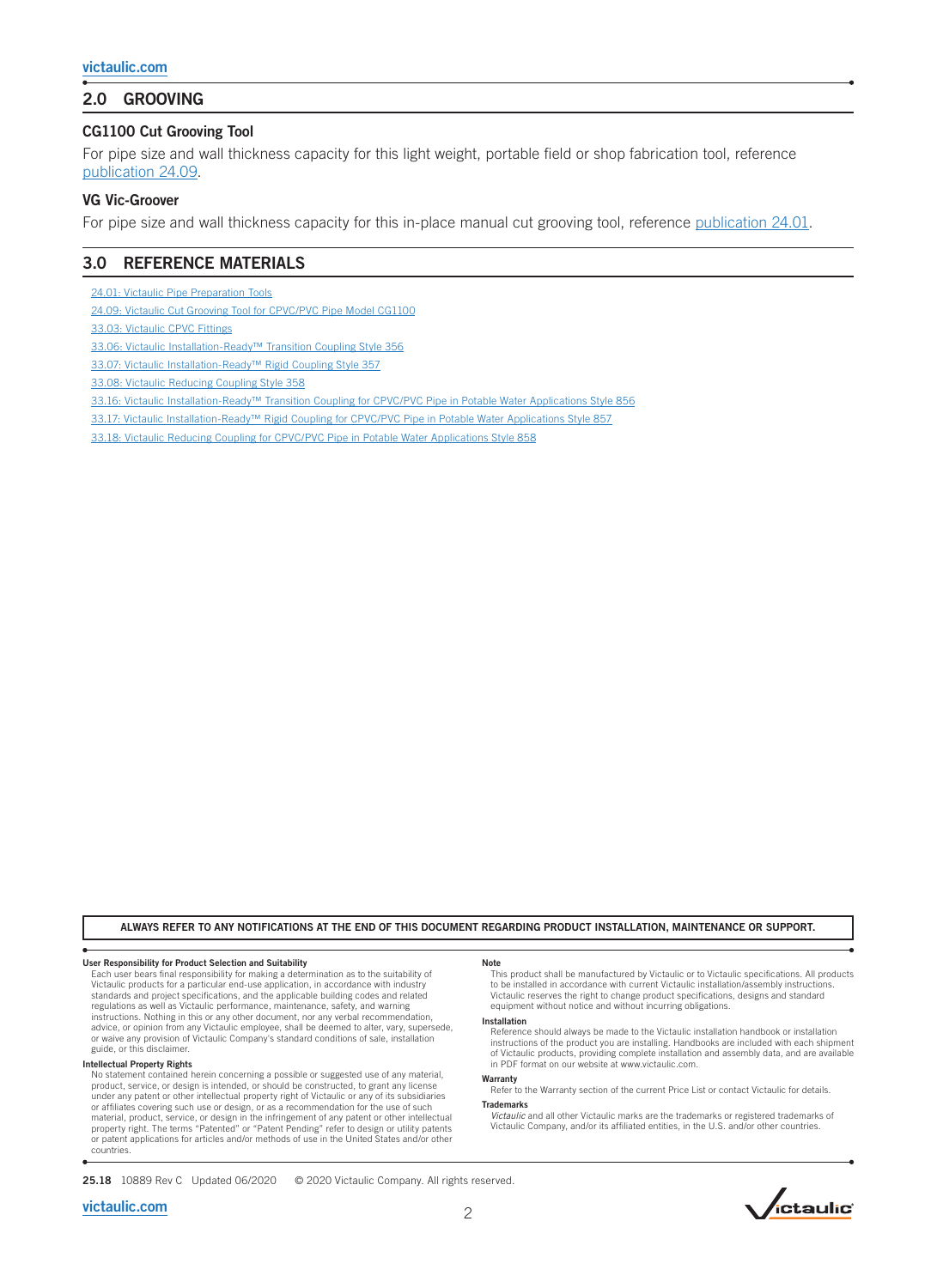## 2.0 GROOVING

### CG1100 Cut Grooving Tool

For pipe size and wall thickness capacity for this light weight, portable field or shop fabrication tool, reference publication 24.09.

### VG Vic-Groover

For pipe size and wall thickness capacity for this in-place manual cut grooving tool, reference publication 24.01.

## 3.0 REFERENCE MATERIALS

24.01: Victaulic Pipe Preparation Tools

24.09: Victaulic Cut Grooving Tool for CPVC/PVC Pipe Model CG1100

33.03: Victaulic CPVC Fittings

33.06: Victaulic Installation-Ready™ Transition Coupling Style 356

33.07: Victaulic Installation-Ready™ Rigid Coupling Style 357

33.08: Victaulic Reducing Coupling Style 358

33.16: Victaulic Installation-Ready™ Transition Coupling for CPVC/PVC Pipe in Potable Water Applications Style 856

33.17: Victaulic Installation-Ready™ Rigid Coupling for CPVC/PVC Pipe in Potable Water Applications Style 857

33.18: Victaulic Reducing Coupling for CPVC/PVC Pipe in Potable Water Applications Style 858

**ALWAYS REFER TO ANY NOTIFICATIONS AT THE END OF THIS DOCUMENT REGARDING PRODUCT INSTALLATION, MAINTENANCE OR SUPPORT.**

**User Responsibility for Product Selection and Suitability**
Each user bears final responsibility for making a determination as to the suitability of Victaulic products for a particular end-use application, in accordance with industry standards and project specifications, and the applicable building codes and related regulations as well as Victaulic performance, maintenance, safety, and warning instructions. Nothing in this or any other document, nor any verbal recommendation, advice, or opinion from any Victaulic employee, shall be deemed to alter, vary, supersede, or waive any provision of Victaulic Company's standard conditions of sale, installation guide, or this disclaimer.

**Intellectual Property Rights**
No statement contained herein concerning a possible or suggested use of any material, product, service, or design is intended, or should be constructed, to grant any license under any patent or other intellectual property right of Victaulic or any of its subsidiaries or affiliates covering such use or design, or as a recommendation for the use of such material, product, service, or design in the infringement of any patent or other intellectual property right. The terms "Patented" or "Patent Pending" refer to design or utility patents or patent applications for articles and/or methods of use in the United States and/or other countries.

**Note**
This product shall be manufactured by Victaulic or to Victaulic specifications. All products to be installed in accordance with current Victaulic installation/assembly instructions. Victaulic reserves the right to change product specifications, designs and standard equipment without notice and without incurring obligations.

**Installation**
Reference should always be made to the Victaulic installation handbook or installation instructions of the product you are installing. Handbooks are included with each shipment of Victaulic products, providing complete installation and assembly data, and are available in PDF format on our website at www.victaulic.com.

**Warranty**
Refer to the Warranty section of the current Price List or contact Victaulic for details.

**Trademarks**
*Victaulic* and all other Victaulic marks are the trademarks or registered trademarks of Victaulic Company, and/or its affiliated entities, in the U.S. and/or other countries.

**25.18** 10889 Rev C Updated 06/2020 © 2020 Victaulic Company. All rights reserved.